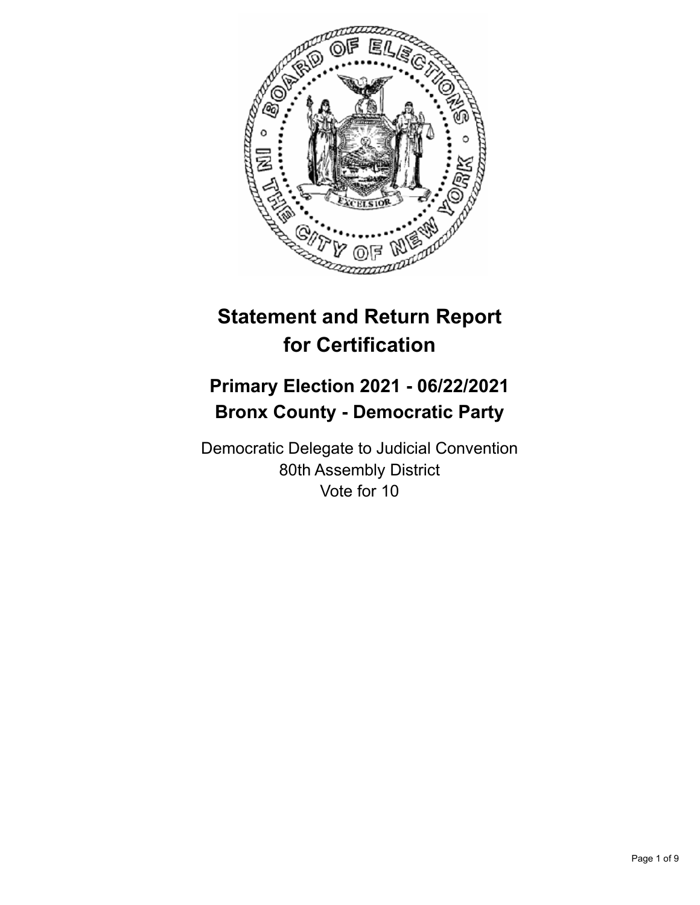# Statement and Return Report for Certification

## Primary Election 2021 - 06/22/2021
## Bronx County - Democratic Party

Democratic Delegate to Judicial Convention
80th Assembly District
Vote for 10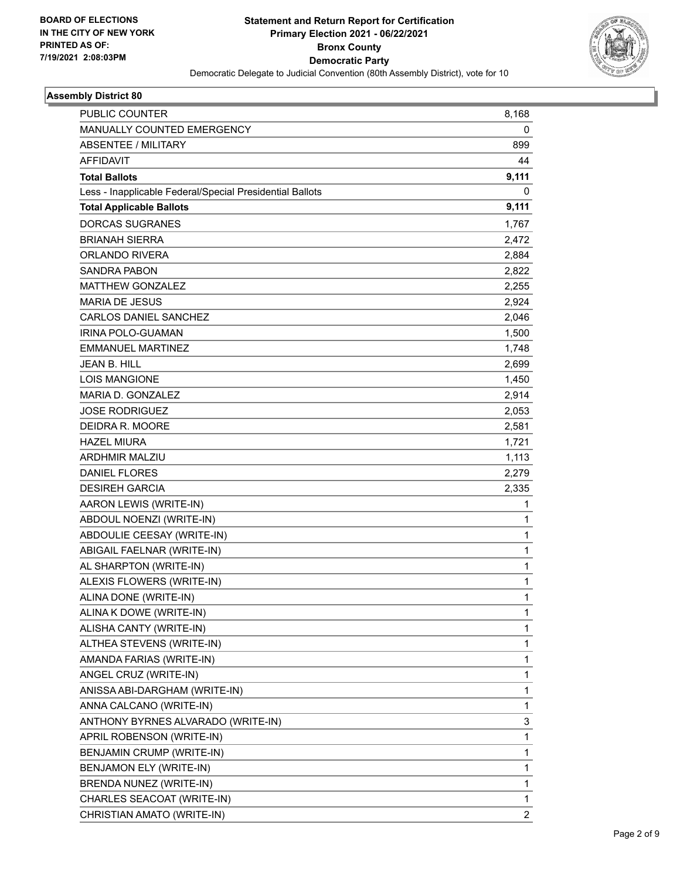**Statement and Return Report for Certification**
**Primary Election 2021 - 06/22/2021**
**Bronx County**
**Democratic Party**
Democratic Delegate to Judicial Convention (80th Assembly District), vote for 10

BOARD OF ELECTIONS
IN THE CITY OF NEW YORK
PRINTED AS OF:
7/19/2021 2:08:03PM

### Assembly District 80

| | |
|---|---|
| PUBLIC COUNTER | 8,168 |
| MANUALLY COUNTED EMERGENCY | 0 |
| ABSENTEE / MILITARY | 899 |
| AFFIDAVIT | 44 |
| **Total Ballots** | **9,111** |
| Less - Inapplicable Federal/Special Presidential Ballots | 0 |
| **Total Applicable Ballots** | **9,111** |
| DORCAS SUGRANES | 1,767 |
| BRIANAH SIERRA | 2,472 |
| ORLANDO RIVERA | 2,884 |
| SANDRA PABON | 2,822 |
| MATTHEW GONZALEZ | 2,255 |
| MARIA DE JESUS | 2,924 |
| CARLOS DANIEL SANCHEZ | 2,046 |
| IRINA POLO-GUAMAN | 1,500 |
| EMMANUEL MARTINEZ | 1,748 |
| JEAN B. HILL | 2,699 |
| LOIS MANGIONE | 1,450 |
| MARIA D. GONZALEZ | 2,914 |
| JOSE RODRIGUEZ | 2,053 |
| DEIDRA R. MOORE | 2,581 |
| HAZEL MIURA | 1,721 |
| ARDHMIR MALZIU | 1,113 |
| DANIEL FLORES | 2,279 |
| DESIREH GARCIA | 2,335 |
| AARON LEWIS (WRITE-IN) | 1 |
| ABDOUL NOENZI (WRITE-IN) | 1 |
| ABDOULIE CEESAY (WRITE-IN) | 1 |
| ABIGAIL FAELNAR (WRITE-IN) | 1 |
| AL SHARPTON (WRITE-IN) | 1 |
| ALEXIS FLOWERS (WRITE-IN) | 1 |
| ALINA DONE (WRITE-IN) | 1 |
| ALINA K DOWE (WRITE-IN) | 1 |
| ALISHA CANTY (WRITE-IN) | 1 |
| ALTHEA STEVENS (WRITE-IN) | 1 |
| AMANDA FARIAS (WRITE-IN) | 1 |
| ANGEL CRUZ (WRITE-IN) | 1 |
| ANISSA ABI-DARGHAM (WRITE-IN) | 1 |
| ANNA CALCANO (WRITE-IN) | 1 |
| ANTHONY BYRNES ALVARADO (WRITE-IN) | 3 |
| APRIL ROBENSON (WRITE-IN) | 1 |
| BENJAMIN CRUMP (WRITE-IN) | 1 |
| BENJAMON ELY (WRITE-IN) | 1 |
| BRENDA NUNEZ (WRITE-IN) | 1 |
| CHARLES SEACOAT (WRITE-IN) | 1 |
| CHRISTIAN AMATO (WRITE-IN) | 2 |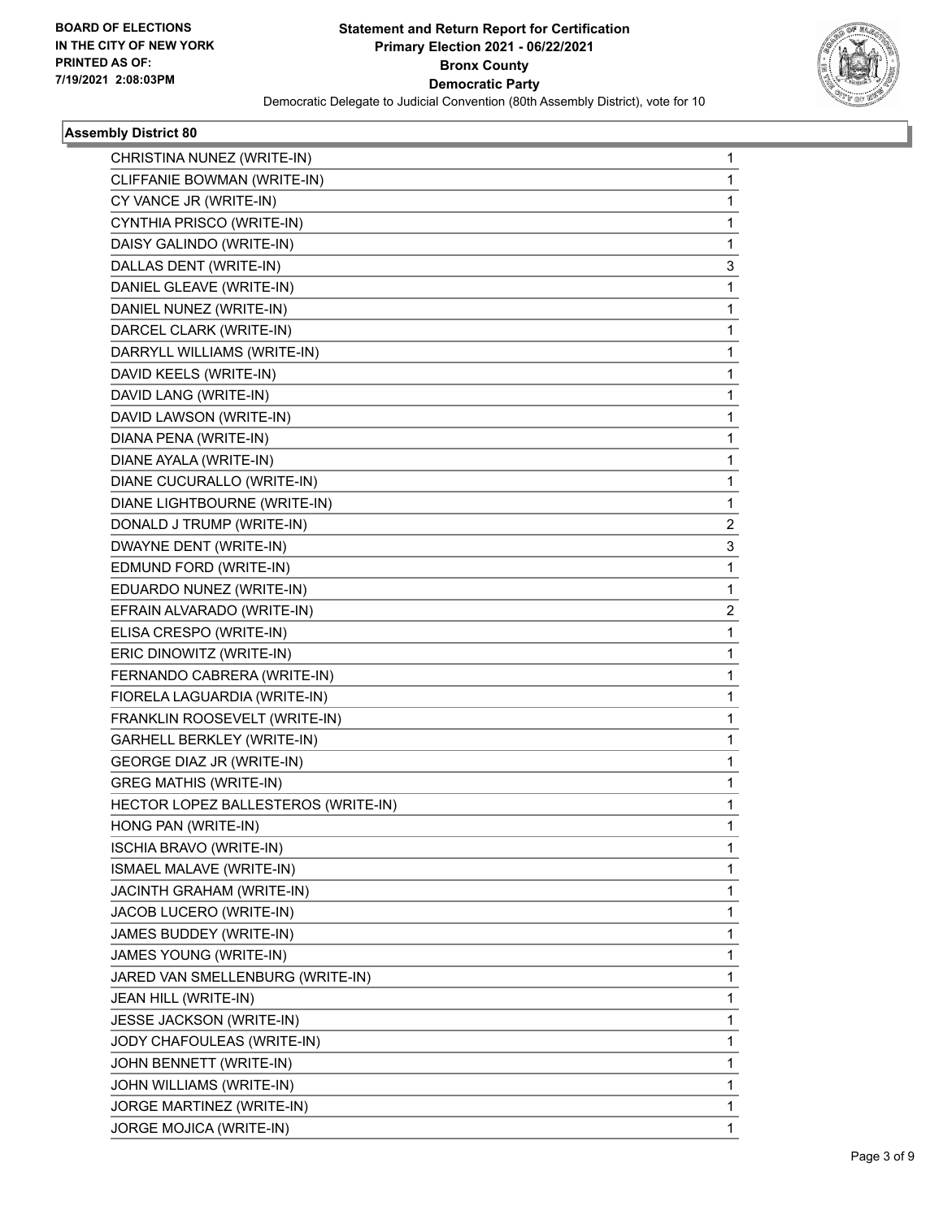BOARD OF ELECTIONS
IN THE CITY OF NEW YORK
PRINTED AS OF:
7/19/2021 2:08:03PM

**Statement and Return Report for Certification**
**Primary Election 2021 - 06/22/2021**
**Bronx County**
**Democratic Party**
Democratic Delegate to Judicial Convention (80th Assembly District), vote for 10

### Assembly District 80

| Candidate | Votes |
|---|---|
| CHRISTINA NUNEZ (WRITE-IN) | 1 |
| CLIFFANIE BOWMAN (WRITE-IN) | 1 |
| CY VANCE JR (WRITE-IN) | 1 |
| CYNTHIA PRISCO (WRITE-IN) | 1 |
| DAISY GALINDO (WRITE-IN) | 1 |
| DALLAS DENT (WRITE-IN) | 3 |
| DANIEL GLEAVE (WRITE-IN) | 1 |
| DANIEL NUNEZ (WRITE-IN) | 1 |
| DARCEL CLARK (WRITE-IN) | 1 |
| DARRYLL WILLIAMS (WRITE-IN) | 1 |
| DAVID KEELS (WRITE-IN) | 1 |
| DAVID LANG (WRITE-IN) | 1 |
| DAVID LAWSON (WRITE-IN) | 1 |
| DIANA PENA (WRITE-IN) | 1 |
| DIANE AYALA (WRITE-IN) | 1 |
| DIANE CUCURALLO (WRITE-IN) | 1 |
| DIANE LIGHTBOURNE (WRITE-IN) | 1 |
| DONALD J TRUMP (WRITE-IN) | 2 |
| DWAYNE DENT (WRITE-IN) | 3 |
| EDMUND FORD (WRITE-IN) | 1 |
| EDUARDO NUNEZ (WRITE-IN) | 1 |
| EFRAIN ALVARADO (WRITE-IN) | 2 |
| ELISA CRESPO (WRITE-IN) | 1 |
| ERIC DINOWITZ (WRITE-IN) | 1 |
| FERNANDO CABRERA (WRITE-IN) | 1 |
| FIORELA LAGUARDIA (WRITE-IN) | 1 |
| FRANKLIN ROOSEVELT (WRITE-IN) | 1 |
| GARHELL BERKLEY (WRITE-IN) | 1 |
| GEORGE DIAZ JR (WRITE-IN) | 1 |
| GREG MATHIS (WRITE-IN) | 1 |
| HECTOR LOPEZ BALLESTEROS (WRITE-IN) | 1 |
| HONG PAN (WRITE-IN) | 1 |
| ISCHIA BRAVO (WRITE-IN) | 1 |
| ISMAEL MALAVE (WRITE-IN) | 1 |
| JACINTH GRAHAM (WRITE-IN) | 1 |
| JACOB LUCERO (WRITE-IN) | 1 |
| JAMES BUDDEY (WRITE-IN) | 1 |
| JAMES YOUNG (WRITE-IN) | 1 |
| JARED VAN SMELLENBURG (WRITE-IN) | 1 |
| JEAN HILL (WRITE-IN) | 1 |
| JESSE JACKSON (WRITE-IN) | 1 |
| JODY CHAFOULEAS (WRITE-IN) | 1 |
| JOHN BENNETT (WRITE-IN) | 1 |
| JOHN WILLIAMS (WRITE-IN) | 1 |
| JORGE MARTINEZ (WRITE-IN) | 1 |
| JORGE MOJICA (WRITE-IN) | 1 |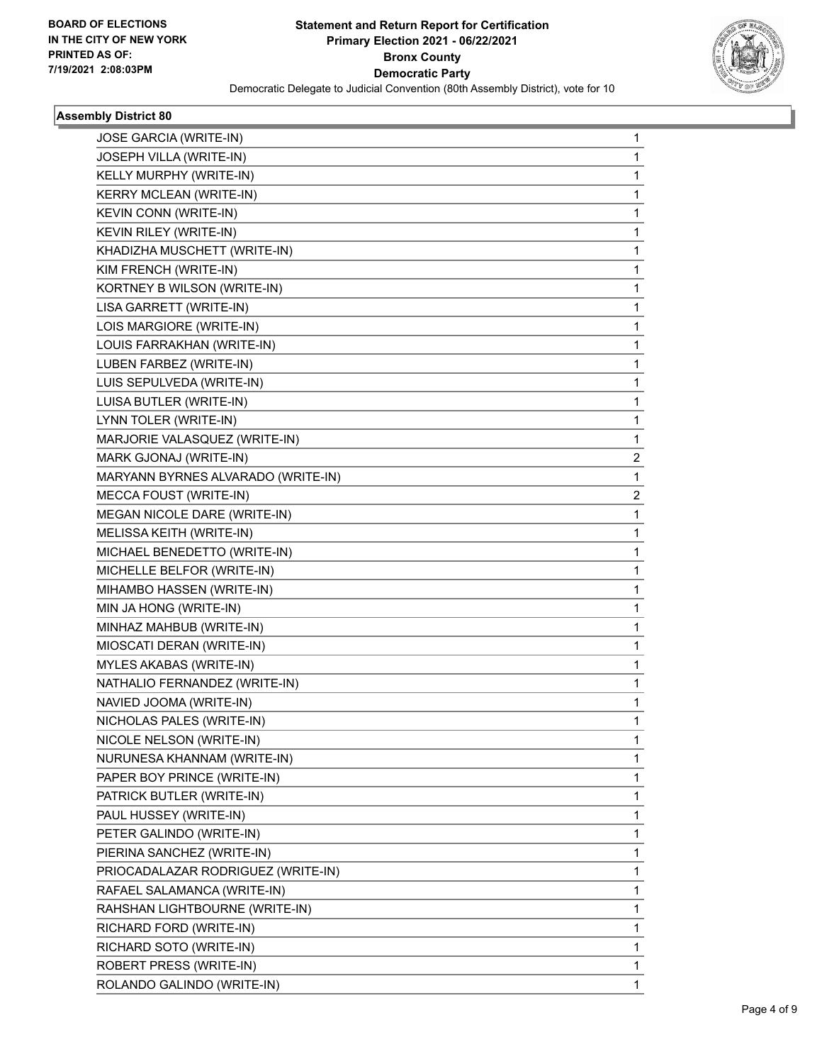**BOARD OF ELECTIONS IN THE CITY OF NEW YORK PRINTED AS OF: 7/19/2021 2:08:03PM**

**Statement and Return Report for Certification Primary Election 2021 - 06/22/2021 Bronx County Democratic Party**

Democratic Delegate to Judicial Convention (80th Assembly District), vote for 10

### Assembly District 80

| Candidate | Votes |
|---|---|
| JOSE GARCIA (WRITE-IN) | 1 |
| JOSEPH VILLA (WRITE-IN) | 1 |
| KELLY MURPHY (WRITE-IN) | 1 |
| KERRY MCLEAN (WRITE-IN) | 1 |
| KEVIN CONN (WRITE-IN) | 1 |
| KEVIN RILEY (WRITE-IN) | 1 |
| KHADIZHA MUSCHETT (WRITE-IN) | 1 |
| KIM FRENCH (WRITE-IN) | 1 |
| KORTNEY B WILSON (WRITE-IN) | 1 |
| LISA GARRETT (WRITE-IN) | 1 |
| LOIS MARGIORE (WRITE-IN) | 1 |
| LOUIS FARRAKHAN (WRITE-IN) | 1 |
| LUBEN FARBEZ (WRITE-IN) | 1 |
| LUIS SEPULVEDA (WRITE-IN) | 1 |
| LUISA BUTLER (WRITE-IN) | 1 |
| LYNN TOLER (WRITE-IN) | 1 |
| MARJORIE VALASQUEZ (WRITE-IN) | 1 |
| MARK GJONAJ (WRITE-IN) | 2 |
| MARYANN BYRNES ALVARADO (WRITE-IN) | 1 |
| MECCA FOUST (WRITE-IN) | 2 |
| MEGAN NICOLE DARE (WRITE-IN) | 1 |
| MELISSA KEITH (WRITE-IN) | 1 |
| MICHAEL BENEDETTO (WRITE-IN) | 1 |
| MICHELLE BELFOR (WRITE-IN) | 1 |
| MIHAMBO HASSEN (WRITE-IN) | 1 |
| MIN JA HONG (WRITE-IN) | 1 |
| MINHAZ MAHBUB (WRITE-IN) | 1 |
| MIOSCATI DERAN (WRITE-IN) | 1 |
| MYLES AKABAS (WRITE-IN) | 1 |
| NATHALIO FERNANDEZ (WRITE-IN) | 1 |
| NAVIED JOOMA (WRITE-IN) | 1 |
| NICHOLAS PALES (WRITE-IN) | 1 |
| NICOLE NELSON (WRITE-IN) | 1 |
| NURUNESA KHANNAM (WRITE-IN) | 1 |
| PAPER BOY PRINCE (WRITE-IN) | 1 |
| PATRICK BUTLER (WRITE-IN) | 1 |
| PAUL HUSSEY (WRITE-IN) | 1 |
| PETER GALINDO (WRITE-IN) | 1 |
| PIERINA SANCHEZ (WRITE-IN) | 1 |
| PRIOCADALAZAR RODRIGUEZ (WRITE-IN) | 1 |
| RAFAEL SALAMANCA (WRITE-IN) | 1 |
| RAHSHAN LIGHTBOURNE (WRITE-IN) | 1 |
| RICHARD FORD (WRITE-IN) | 1 |
| RICHARD SOTO (WRITE-IN) | 1 |
| ROBERT PRESS (WRITE-IN) | 1 |
| ROLANDO GALINDO (WRITE-IN) | 1 |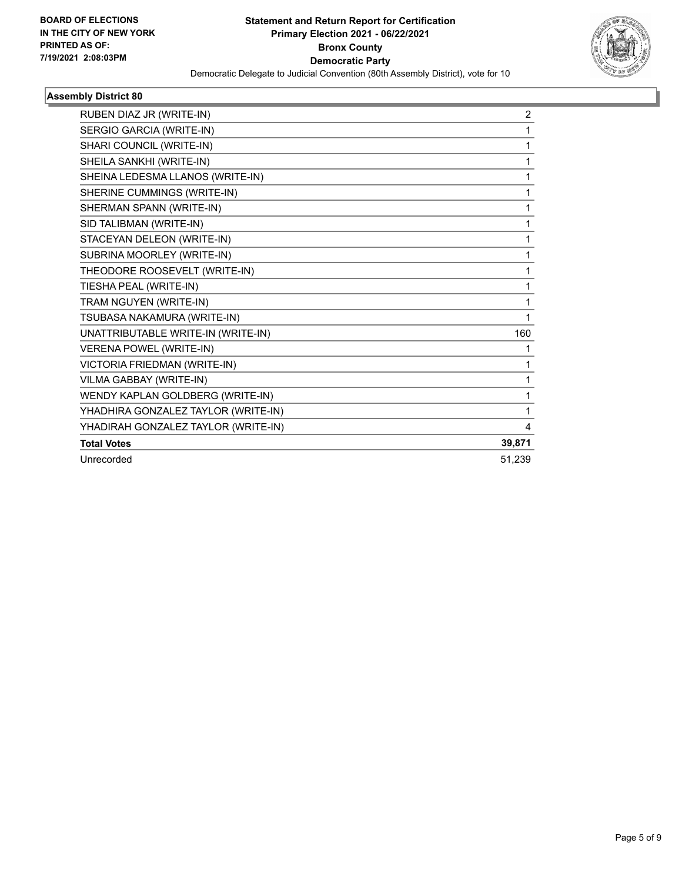BOARD OF ELECTIONS
IN THE CITY OF NEW YORK
PRINTED AS OF:
7/19/2021 2:08:03PM

**Statement and Return Report for Certification**
**Primary Election 2021 - 06/22/2021**
**Bronx County**
**Democratic Party**
Democratic Delegate to Judicial Convention (80th Assembly District), vote for 10

### Assembly District 80

| Candidate | Votes |
|---|---|
| RUBEN DIAZ JR (WRITE-IN) | 2 |
| SERGIO GARCIA (WRITE-IN) | 1 |
| SHARI COUNCIL (WRITE-IN) | 1 |
| SHEILA SANKHI (WRITE-IN) | 1 |
| SHEINA LEDESMA LLANOS (WRITE-IN) | 1 |
| SHERINE CUMMINGS (WRITE-IN) | 1 |
| SHERMAN SPANN (WRITE-IN) | 1 |
| SID TALIBMAN (WRITE-IN) | 1 |
| STACEYAN DELEON (WRITE-IN) | 1 |
| SUBRINA MOORLEY (WRITE-IN) | 1 |
| THEODORE ROOSEVELT (WRITE-IN) | 1 |
| TIESHA PEAL (WRITE-IN) | 1 |
| TRAM NGUYEN (WRITE-IN) | 1 |
| TSUBASA NAKAMURA (WRITE-IN) | 1 |
| UNATTRIBUTABLE WRITE-IN (WRITE-IN) | 160 |
| VERENA POWEL (WRITE-IN) | 1 |
| VICTORIA FRIEDMAN (WRITE-IN) | 1 |
| VILMA GABBAY (WRITE-IN) | 1 |
| WENDY KAPLAN GOLDBERG (WRITE-IN) | 1 |
| YHADHIRA GONZALEZ TAYLOR (WRITE-IN) | 1 |
| YHADIRAH GONZALEZ TAYLOR (WRITE-IN) | 4 |
| **Total Votes** | **39,871** |
| Unrecorded | 51,239 |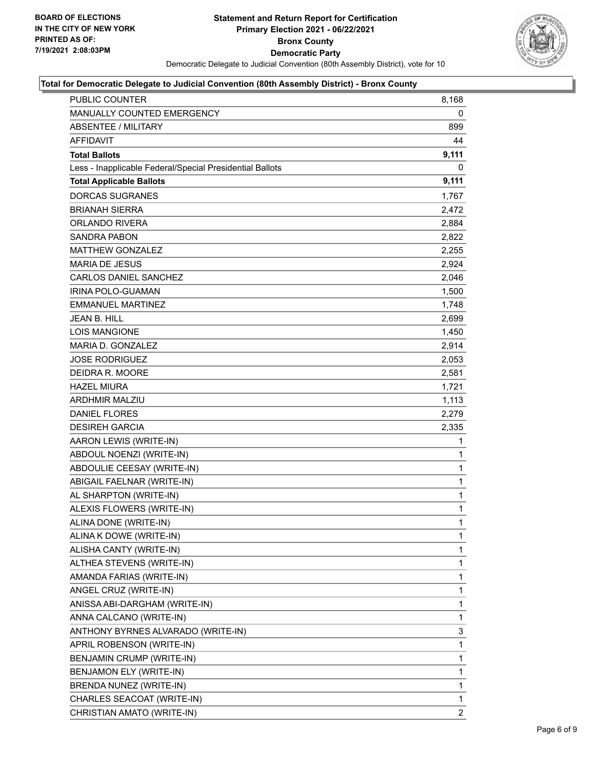**BOARD OF ELECTIONS IN THE CITY OF NEW YORK PRINTED AS OF: 7/19/2021 2:08:03PM**

# Statement and Return Report for Certification
## Primary Election 2021 - 06/22/2021
## Bronx County
## Democratic Party

Democratic Delegate to Judicial Convention (80th Assembly District), vote for 10

### Total for Democratic Delegate to Judicial Convention (80th Assembly District) - Bronx County

| | |
|---|---|
| PUBLIC COUNTER | 8,168 |
| MANUALLY COUNTED EMERGENCY | 0 |
| ABSENTEE / MILITARY | 899 |
| AFFIDAVIT | 44 |
| **Total Ballots** | **9,111** |
| Less - Inapplicable Federal/Special Presidential Ballots | 0 |
| **Total Applicable Ballots** | **9,111** |
| DORCAS SUGRANES | 1,767 |
| BRIANAH SIERRA | 2,472 |
| ORLANDO RIVERA | 2,884 |
| SANDRA PABON | 2,822 |
| MATTHEW GONZALEZ | 2,255 |
| MARIA DE JESUS | 2,924 |
| CARLOS DANIEL SANCHEZ | 2,046 |
| IRINA POLO-GUAMAN | 1,500 |
| EMMANUEL MARTINEZ | 1,748 |
| JEAN B. HILL | 2,699 |
| LOIS MANGIONE | 1,450 |
| MARIA D. GONZALEZ | 2,914 |
| JOSE RODRIGUEZ | 2,053 |
| DEIDRA R. MOORE | 2,581 |
| HAZEL MIURA | 1,721 |
| ARDHMIR MALZIU | 1,113 |
| DANIEL FLORES | 2,279 |
| DESIREH GARCIA | 2,335 |
| AARON LEWIS (WRITE-IN) | 1 |
| ABDOUL NOENZI (WRITE-IN) | 1 |
| ABDOULIE CEESAY (WRITE-IN) | 1 |
| ABIGAIL FAELNAR (WRITE-IN) | 1 |
| AL SHARPTON (WRITE-IN) | 1 |
| ALEXIS FLOWERS (WRITE-IN) | 1 |
| ALINA DONE (WRITE-IN) | 1 |
| ALINA K DOWE (WRITE-IN) | 1 |
| ALISHA CANTY (WRITE-IN) | 1 |
| ALTHEA STEVENS (WRITE-IN) | 1 |
| AMANDA FARIAS (WRITE-IN) | 1 |
| ANGEL CRUZ (WRITE-IN) | 1 |
| ANISSA ABI-DARGHAM (WRITE-IN) | 1 |
| ANNA CALCANO (WRITE-IN) | 1 |
| ANTHONY BYRNES ALVARADO (WRITE-IN) | 3 |
| APRIL ROBENSON (WRITE-IN) | 1 |
| BENJAMIN CRUMP (WRITE-IN) | 1 |
| BENJAMON ELY (WRITE-IN) | 1 |
| BRENDA NUNEZ (WRITE-IN) | 1 |
| CHARLES SEACOAT (WRITE-IN) | 1 |
| CHRISTIAN AMATO (WRITE-IN) | 2 |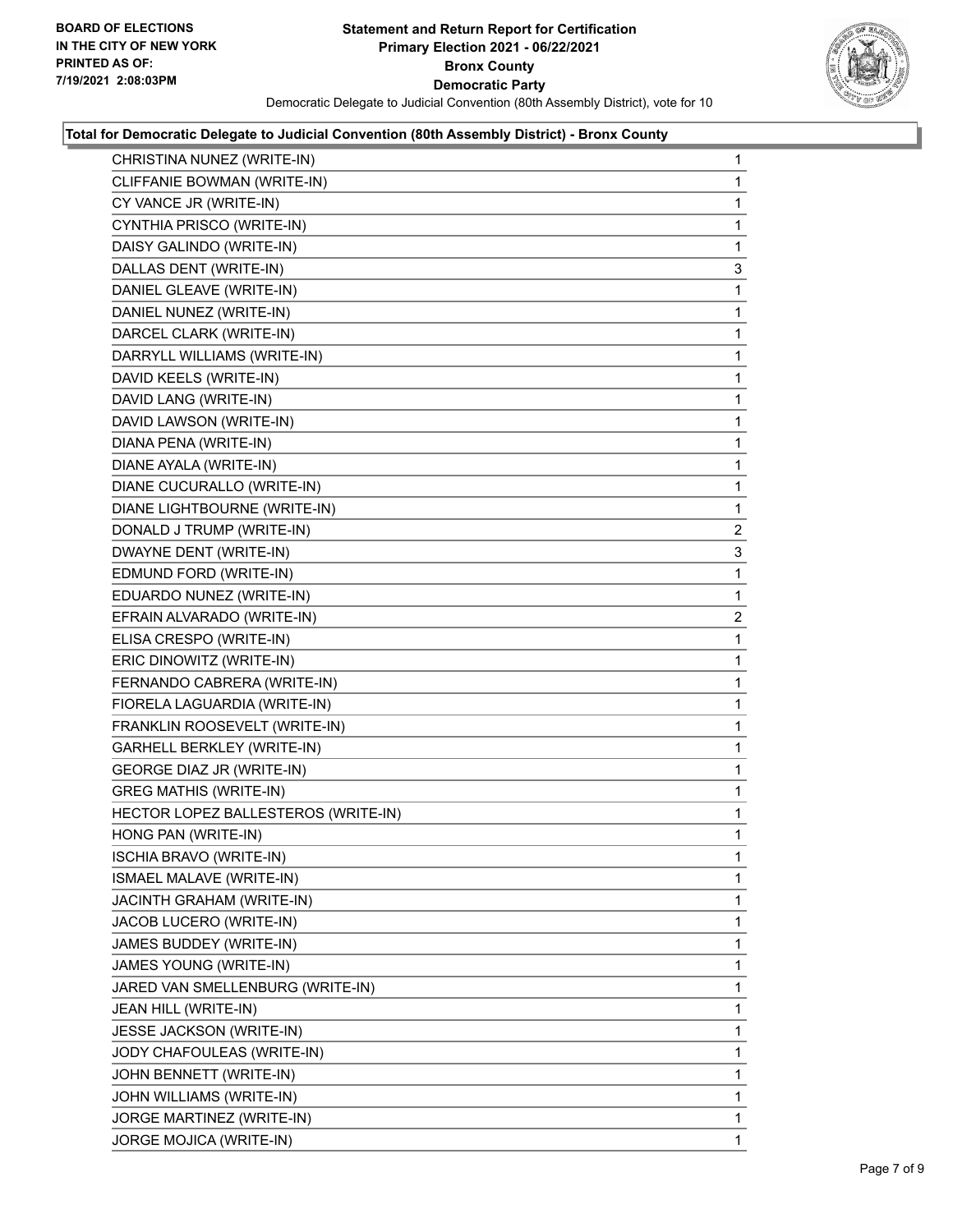**Total for Democratic Delegate to Judicial Convention (80th Assembly District) - Bronx County**

| | |
|---|---|
| CHRISTINA NUNEZ (WRITE-IN) | 1 |
| CLIFFANIE BOWMAN (WRITE-IN) | 1 |
| CY VANCE JR (WRITE-IN) | 1 |
| CYNTHIA PRISCO (WRITE-IN) | 1 |
| DAISY GALINDO (WRITE-IN) | 1 |
| DALLAS DENT (WRITE-IN) | 3 |
| DANIEL GLEAVE (WRITE-IN) | 1 |
| DANIEL NUNEZ (WRITE-IN) | 1 |
| DARCEL CLARK (WRITE-IN) | 1 |
| DARRYLL WILLIAMS (WRITE-IN) | 1 |
| DAVID KEELS (WRITE-IN) | 1 |
| DAVID LANG (WRITE-IN) | 1 |
| DAVID LAWSON (WRITE-IN) | 1 |
| DIANA PENA (WRITE-IN) | 1 |
| DIANE AYALA (WRITE-IN) | 1 |
| DIANE CUCURALLO (WRITE-IN) | 1 |
| DIANE LIGHTBOURNE (WRITE-IN) | 1 |
| DONALD J TRUMP (WRITE-IN) | 2 |
| DWAYNE DENT (WRITE-IN) | 3 |
| EDMUND FORD (WRITE-IN) | 1 |
| EDUARDO NUNEZ (WRITE-IN) | 1 |
| EFRAIN ALVARADO (WRITE-IN) | 2 |
| ELISA CRESPO (WRITE-IN) | 1 |
| ERIC DINOWITZ (WRITE-IN) | 1 |
| FERNANDO CABRERA (WRITE-IN) | 1 |
| FIORELA LAGUARDIA (WRITE-IN) | 1 |
| FRANKLIN ROOSEVELT (WRITE-IN) | 1 |
| GARHELL BERKLEY (WRITE-IN) | 1 |
| GEORGE DIAZ JR (WRITE-IN) | 1 |
| GREG MATHIS (WRITE-IN) | 1 |
| HECTOR LOPEZ BALLESTEROS (WRITE-IN) | 1 |
| HONG PAN (WRITE-IN) | 1 |
| ISCHIA BRAVO (WRITE-IN) | 1 |
| ISMAEL MALAVE (WRITE-IN) | 1 |
| JACINTH GRAHAM (WRITE-IN) | 1 |
| JACOB LUCERO (WRITE-IN) | 1 |
| JAMES BUDDEY (WRITE-IN) | 1 |
| JAMES YOUNG (WRITE-IN) | 1 |
| JARED VAN SMELLENBURG (WRITE-IN) | 1 |
| JEAN HILL (WRITE-IN) | 1 |
| JESSE JACKSON (WRITE-IN) | 1 |
| JODY CHAFOULEAS (WRITE-IN) | 1 |
| JOHN BENNETT (WRITE-IN) | 1 |
| JOHN WILLIAMS (WRITE-IN) | 1 |
| JORGE MARTINEZ (WRITE-IN) | 1 |
| JORGE MOJICA (WRITE-IN) | 1 |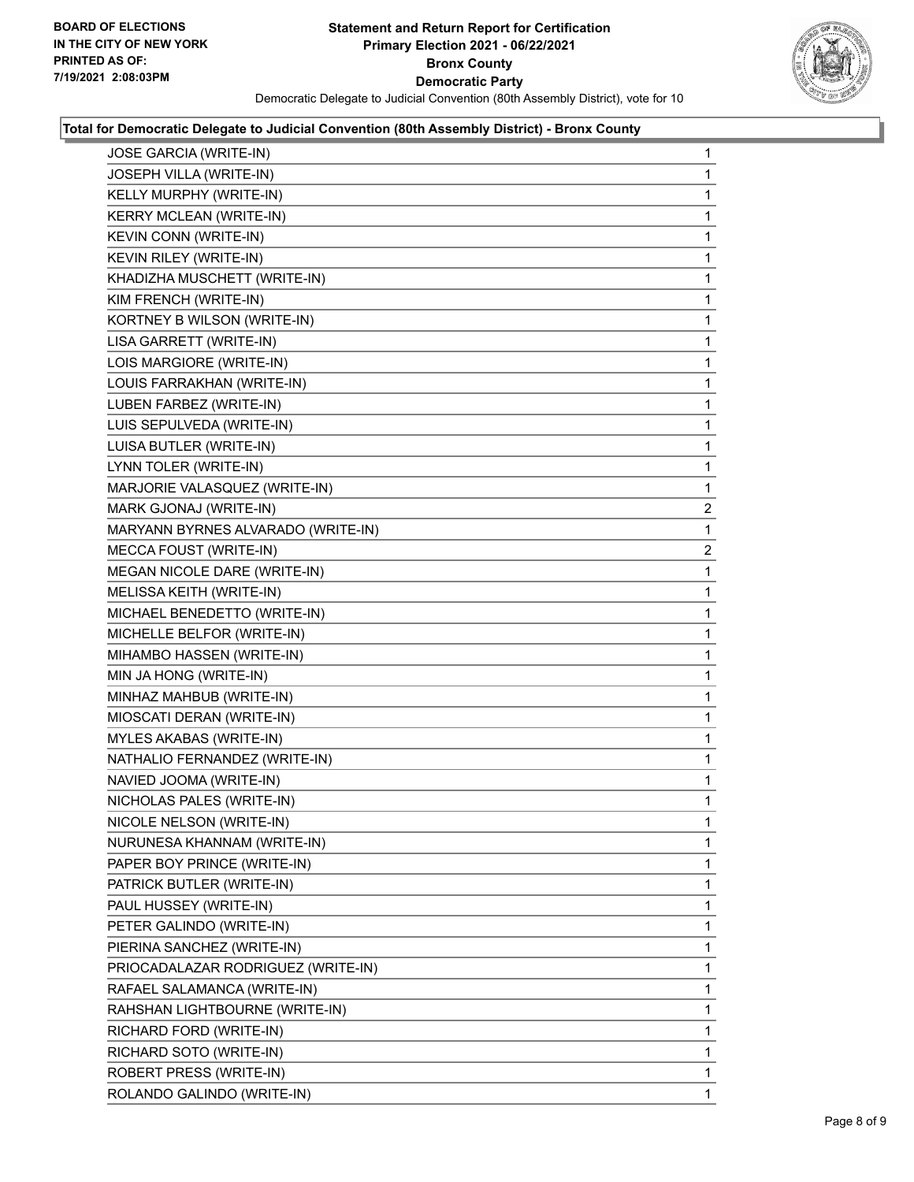**BOARD OF ELECTIONS IN THE CITY OF NEW YORK PRINTED AS OF: 7/19/2021 2:08:03PM**

**Statement and Return Report for Certification Primary Election 2021 - 06/22/2021 Bronx County Democratic Party**

Democratic Delegate to Judicial Convention (80th Assembly District), vote for 10

**Total for Democratic Delegate to Judicial Convention (80th Assembly District) - Bronx County**

| | |
|---|---|
| JOSE GARCIA (WRITE-IN) | 1 |
| JOSEPH VILLA (WRITE-IN) | 1 |
| KELLY MURPHY (WRITE-IN) | 1 |
| KERRY MCLEAN (WRITE-IN) | 1 |
| KEVIN CONN (WRITE-IN) | 1 |
| KEVIN RILEY (WRITE-IN) | 1 |
| KHADIZHA MUSCHETT (WRITE-IN) | 1 |
| KIM FRENCH (WRITE-IN) | 1 |
| KORTNEY B WILSON (WRITE-IN) | 1 |
| LISA GARRETT (WRITE-IN) | 1 |
| LOIS MARGIORE (WRITE-IN) | 1 |
| LOUIS FARRAKHAN (WRITE-IN) | 1 |
| LUBEN FARBEZ (WRITE-IN) | 1 |
| LUIS SEPULVEDA (WRITE-IN) | 1 |
| LUISA BUTLER (WRITE-IN) | 1 |
| LYNN TOLER (WRITE-IN) | 1 |
| MARJORIE VALASQUEZ (WRITE-IN) | 1 |
| MARK GJONAJ (WRITE-IN) | 2 |
| MARYANN BYRNES ALVARADO (WRITE-IN) | 1 |
| MECCA FOUST (WRITE-IN) | 2 |
| MEGAN NICOLE DARE (WRITE-IN) | 1 |
| MELISSA KEITH (WRITE-IN) | 1 |
| MICHAEL BENEDETTO (WRITE-IN) | 1 |
| MICHELLE BELFOR (WRITE-IN) | 1 |
| MIHAMBO HASSEN (WRITE-IN) | 1 |
| MIN JA HONG (WRITE-IN) | 1 |
| MINHAZ MAHBUB (WRITE-IN) | 1 |
| MIOSCATI DERAN (WRITE-IN) | 1 |
| MYLES AKABAS (WRITE-IN) | 1 |
| NATHALIO FERNANDEZ (WRITE-IN) | 1 |
| NAVIED JOOMA (WRITE-IN) | 1 |
| NICHOLAS PALES (WRITE-IN) | 1 |
| NICOLE NELSON (WRITE-IN) | 1 |
| NURUNESA KHANNAM (WRITE-IN) | 1 |
| PAPER BOY PRINCE (WRITE-IN) | 1 |
| PATRICK BUTLER (WRITE-IN) | 1 |
| PAUL HUSSEY (WRITE-IN) | 1 |
| PETER GALINDO (WRITE-IN) | 1 |
| PIERINA SANCHEZ (WRITE-IN) | 1 |
| PRIOCADALAZAR RODRIGUEZ (WRITE-IN) | 1 |
| RAFAEL SALAMANCA (WRITE-IN) | 1 |
| RAHSHAN LIGHTBOURNE (WRITE-IN) | 1 |
| RICHARD FORD (WRITE-IN) | 1 |
| RICHARD SOTO (WRITE-IN) | 1 |
| ROBERT PRESS (WRITE-IN) | 1 |
| ROLANDO GALINDO (WRITE-IN) | 1 |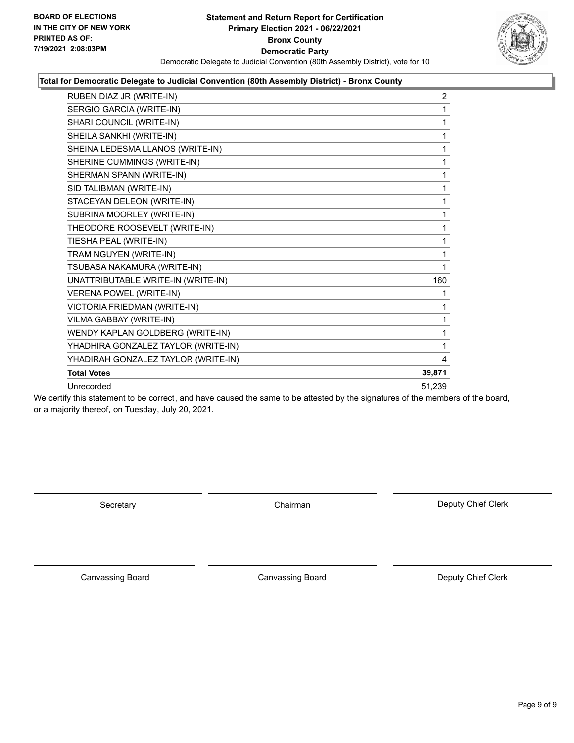**BOARD OF ELECTIONS IN THE CITY OF NEW YORK PRINTED AS OF: 7/19/2021 2:08:03PM**

**Statement and Return Report for Certification**
**Primary Election 2021 - 06/22/2021**
**Bronx County**
**Democratic Party**

Democratic Delegate to Judicial Convention (80th Assembly District), vote for 10

### Total for Democratic Delegate to Judicial Convention (80th Assembly District) - Bronx County

| | |
|---|---|
| RUBEN DIAZ JR (WRITE-IN) | 2 |
| SERGIO GARCIA (WRITE-IN) | 1 |
| SHARI COUNCIL (WRITE-IN) | 1 |
| SHEILA SANKHI (WRITE-IN) | 1 |
| SHEINA LEDESMA LLANOS (WRITE-IN) | 1 |
| SHERINE CUMMINGS (WRITE-IN) | 1 |
| SHERMAN SPANN (WRITE-IN) | 1 |
| SID TALIBMAN (WRITE-IN) | 1 |
| STACEYAN DELEON (WRITE-IN) | 1 |
| SUBRINA MOORLEY (WRITE-IN) | 1 |
| THEODORE ROOSEVELT (WRITE-IN) | 1 |
| TIESHA PEAL (WRITE-IN) | 1 |
| TRAM NGUYEN (WRITE-IN) | 1 |
| TSUBASA NAKAMURA (WRITE-IN) | 1 |
| UNATTRIBUTABLE WRITE-IN (WRITE-IN) | 160 |
| VERENA POWEL (WRITE-IN) | 1 |
| VICTORIA FRIEDMAN (WRITE-IN) | 1 |
| VILMA GABBAY (WRITE-IN) | 1 |
| WENDY KAPLAN GOLDBERG (WRITE-IN) | 1 |
| YHADHIRA GONZALEZ TAYLOR (WRITE-IN) | 1 |
| YHADIRAH GONZALEZ TAYLOR (WRITE-IN) | 4 |
| **Total Votes** | **39,871** |
| Unrecorded | 51,239 |

We certify this statement to be correct, and have caused the same to be attested by the signatures of the members of the board, or a majority thereof, on Tuesday, July 20, 2021.

Secretary | Chairman | Deputy Chief Clerk

Canvassing Board | Canvassing Board | Deputy Chief Clerk